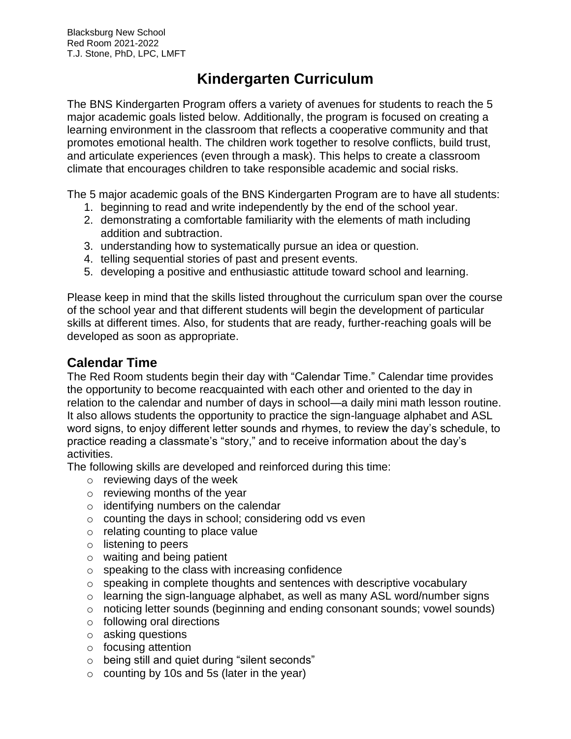Blacksburg New School
Red Room 2021-2022
T.J. Stone, PhD, LPC, LMFT

# Kindergarten Curriculum

The BNS Kindergarten Program offers a variety of avenues for students to reach the 5 major academic goals listed below. Additionally, the program is focused on creating a learning environment in the classroom that reflects a cooperative community and that promotes emotional health. The children work together to resolve conflicts, build trust, and articulate experiences (even through a mask). This helps to create a classroom climate that encourages children to take responsible academic and social risks.

The 5 major academic goals of the BNS Kindergarten Program are to have all students:

1. beginning to read and write independently by the end of the school year.
2. demonstrating a comfortable familiarity with the elements of math including addition and subtraction.
3. understanding how to systematically pursue an idea or question.
4. telling sequential stories of past and present events.
5. developing a positive and enthusiastic attitude toward school and learning.

Please keep in mind that the skills listed throughout the curriculum span over the course of the school year and that different students will begin the development of particular skills at different times. Also, for students that are ready, further-reaching goals will be developed as soon as appropriate.

## Calendar Time

The Red Room students begin their day with "Calendar Time." Calendar time provides the opportunity to become reacquainted with each other and oriented to the day in relation to the calendar and number of days in school—a daily mini math lesson routine. It also allows students the opportunity to practice the sign-language alphabet and ASL word signs, to enjoy different letter sounds and rhymes, to review the day's schedule, to practice reading a classmate's "story," and to receive information about the day's activities.

The following skills are developed and reinforced during this time:

- reviewing days of the week
- reviewing months of the year
- identifying numbers on the calendar
- counting the days in school; considering odd vs even
- relating counting to place value
- listening to peers
- waiting and being patient
- speaking to the class with increasing confidence
- speaking in complete thoughts and sentences with descriptive vocabulary
- learning the sign-language alphabet, as well as many ASL word/number signs
- noticing letter sounds (beginning and ending consonant sounds; vowel sounds)
- following oral directions
- asking questions
- focusing attention
- being still and quiet during "silent seconds"
- counting by 10s and 5s (later in the year)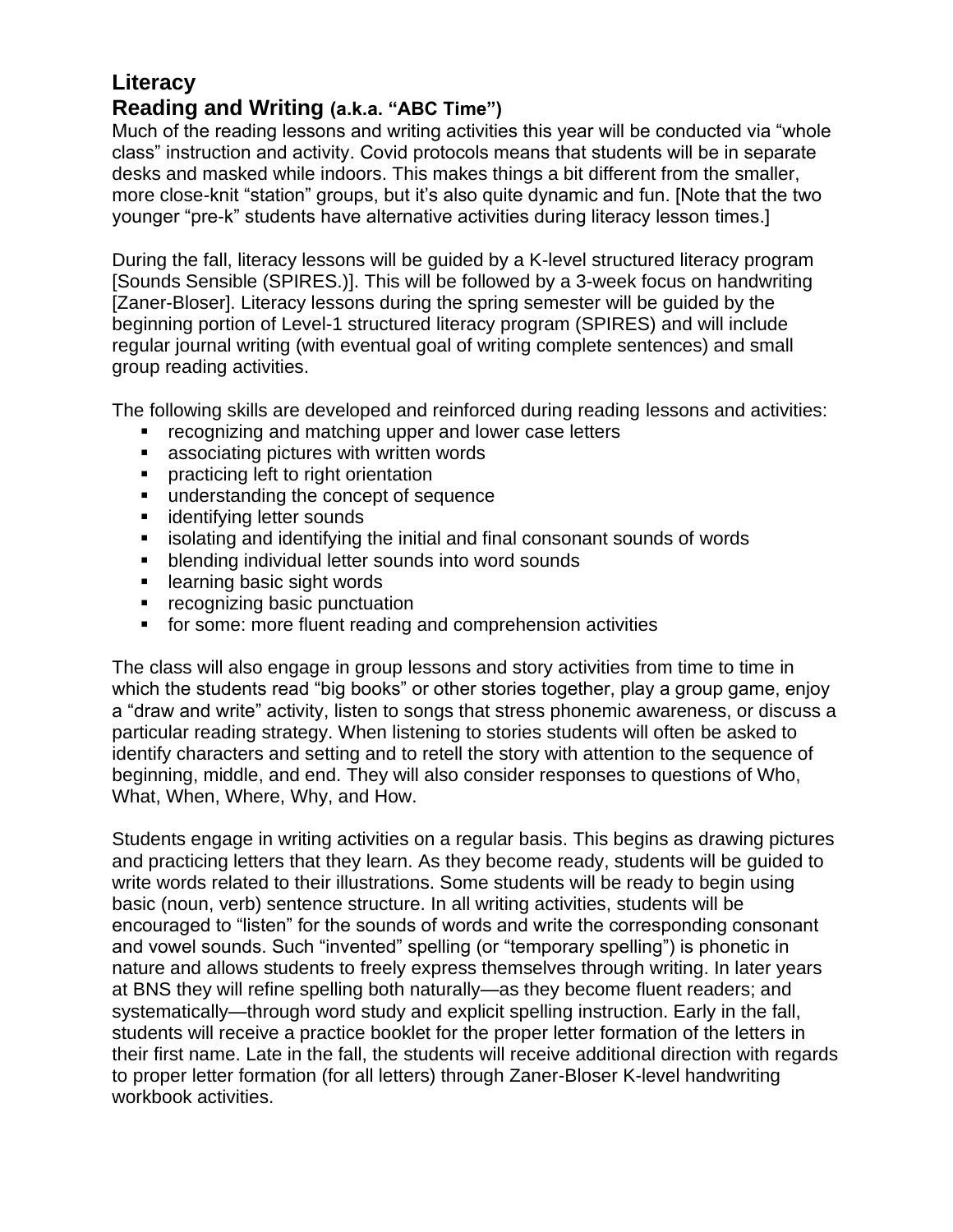## Literacy

## Reading and Writing (a.k.a. "ABC Time")

Much of the reading lessons and writing activities this year will be conducted via "whole class" instruction and activity. Covid protocols means that students will be in separate desks and masked while indoors. This makes things a bit different from the smaller, more close-knit "station" groups, but it's also quite dynamic and fun. [Note that the two younger "pre-k" students have alternative activities during literacy lesson times.]

During the fall, literacy lessons will be guided by a K-level structured literacy program [Sounds Sensible (SPIRES.)]. This will be followed by a 3-week focus on handwriting [Zaner-Bloser]. Literacy lessons during the spring semester will be guided by the beginning portion of Level-1 structured literacy program (SPIRES) and will include regular journal writing (with eventual goal of writing complete sentences) and small group reading activities.

The following skills are developed and reinforced during reading lessons and activities:

- recognizing and matching upper and lower case letters
- associating pictures with written words
- practicing left to right orientation
- understanding the concept of sequence
- identifying letter sounds
- isolating and identifying the initial and final consonant sounds of words
- blending individual letter sounds into word sounds
- learning basic sight words
- recognizing basic punctuation
- for some: more fluent reading and comprehension activities

The class will also engage in group lessons and story activities from time to time in which the students read "big books" or other stories together, play a group game, enjoy a "draw and write" activity, listen to songs that stress phonemic awareness, or discuss a particular reading strategy. When listening to stories students will often be asked to identify characters and setting and to retell the story with attention to the sequence of beginning, middle, and end. They will also consider responses to questions of Who, What, When, Where, Why, and How.

Students engage in writing activities on a regular basis. This begins as drawing pictures and practicing letters that they learn. As they become ready, students will be guided to write words related to their illustrations. Some students will be ready to begin using basic (noun, verb) sentence structure. In all writing activities, students will be encouraged to "listen" for the sounds of words and write the corresponding consonant and vowel sounds. Such "invented" spelling (or "temporary spelling") is phonetic in nature and allows students to freely express themselves through writing. In later years at BNS they will refine spelling both naturally—as they become fluent readers; and systematically—through word study and explicit spelling instruction. Early in the fall, students will receive a practice booklet for the proper letter formation of the letters in their first name. Late in the fall, the students will receive additional direction with regards to proper letter formation (for all letters) through Zaner-Bloser K-level handwriting workbook activities.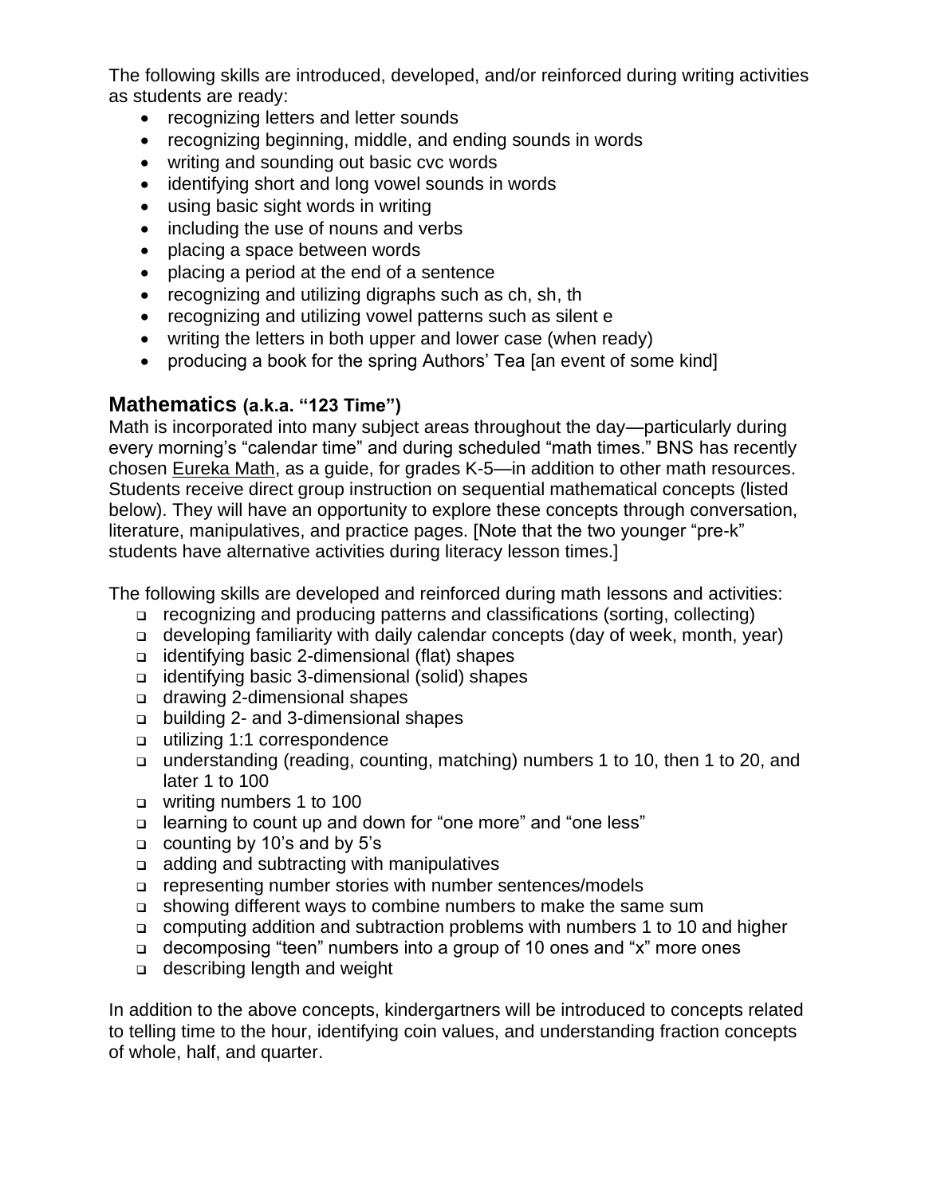The following skills are introduced, developed, and/or reinforced during writing activities as students are ready:

- recognizing letters and letter sounds
- recognizing beginning, middle, and ending sounds in words
- writing and sounding out basic cvc words
- identifying short and long vowel sounds in words
- using basic sight words in writing
- including the use of nouns and verbs
- placing a space between words
- placing a period at the end of a sentence
- recognizing and utilizing digraphs such as ch, sh, th
- recognizing and utilizing vowel patterns such as silent e
- writing the letters in both upper and lower case (when ready)
- producing a book for the spring Authors' Tea [an event of some kind]

## Mathematics (a.k.a. "123 Time")

Math is incorporated into many subject areas throughout the day—particularly during every morning's "calendar time" and during scheduled "math times." BNS has recently chosen Eureka Math, as a guide, for grades K-5—in addition to other math resources. Students receive direct group instruction on sequential mathematical concepts (listed below). They will have an opportunity to explore these concepts through conversation, literature, manipulatives, and practice pages. [Note that the two younger "pre-k" students have alternative activities during literacy lesson times.]

The following skills are developed and reinforced during math lessons and activities:

- recognizing and producing patterns and classifications (sorting, collecting)
- developing familiarity with daily calendar concepts (day of week, month, year)
- identifying basic 2-dimensional (flat) shapes
- identifying basic 3-dimensional (solid) shapes
- drawing 2-dimensional shapes
- building 2- and 3-dimensional shapes
- utilizing 1:1 correspondence
- understanding (reading, counting, matching) numbers 1 to 10, then 1 to 20, and later 1 to 100
- writing numbers 1 to 100
- learning to count up and down for "one more" and "one less"
- counting by 10's and by 5's
- adding and subtracting with manipulatives
- representing number stories with number sentences/models
- showing different ways to combine numbers to make the same sum
- computing addition and subtraction problems with numbers 1 to 10 and higher
- decomposing "teen" numbers into a group of 10 ones and "x" more ones
- describing length and weight

In addition to the above concepts, kindergartners will be introduced to concepts related to telling time to the hour, identifying coin values, and understanding fraction concepts of whole, half, and quarter.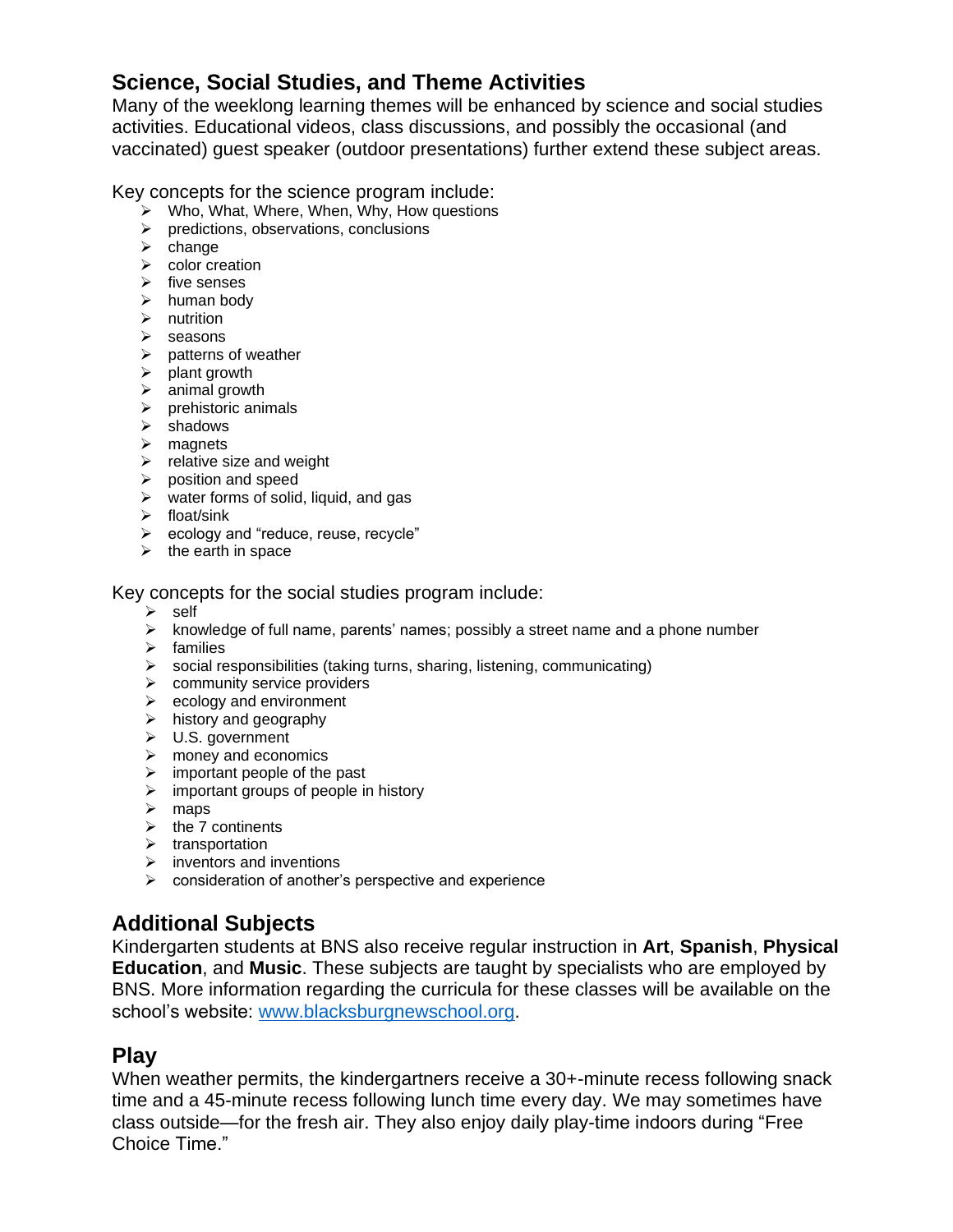## Science, Social Studies, and Theme Activities

Many of the weeklong learning themes will be enhanced by science and social studies activities. Educational videos, class discussions, and possibly the occasional (and vaccinated) guest speaker (outdoor presentations) further extend these subject areas.

Key concepts for the science program include:

- Who, What, Where, When, Why, How questions
- predictions, observations, conclusions
- change
- color creation
- five senses
- human body
- nutrition
- seasons
- patterns of weather
- plant growth
- animal growth
- prehistoric animals
- shadows
- magnets
- relative size and weight
- position and speed
- water forms of solid, liquid, and gas
- float/sink
- ecology and "reduce, reuse, recycle"
- the earth in space

Key concepts for the social studies program include:

- self
- knowledge of full name, parents' names; possibly a street name and a phone number
- families
- social responsibilities (taking turns, sharing, listening, communicating)
- community service providers
- ecology and environment
- history and geography
- U.S. government
- money and economics
- important people of the past
- important groups of people in history
- maps
- the 7 continents
- transportation
- inventors and inventions
- consideration of another's perspective and experience

## Additional Subjects

Kindergarten students at BNS also receive regular instruction in **Art**, **Spanish**, **Physical Education**, and **Music**. These subjects are taught by specialists who are employed by BNS. More information regarding the curricula for these classes will be available on the school's website: [www.blacksburgnewschool.org](http://www.blacksburgnewschool.org).

## Play

When weather permits, the kindergartners receive a 30+-minute recess following snack time and a 45-minute recess following lunch time every day. We may sometimes have class outside—for the fresh air. They also enjoy daily play-time indoors during "Free Choice Time."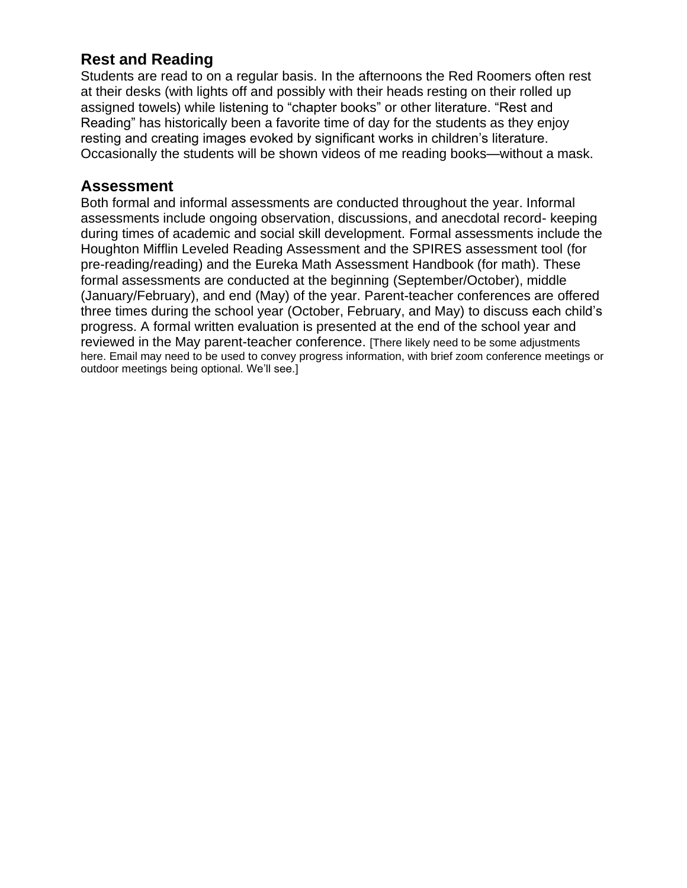## Rest and Reading

Students are read to on a regular basis. In the afternoons the Red Roomers often rest at their desks (with lights off and possibly with their heads resting on their rolled up assigned towels) while listening to "chapter books" or other literature. "Rest and Reading" has historically been a favorite time of day for the students as they enjoy resting and creating images evoked by significant works in children's literature. Occasionally the students will be shown videos of me reading books—without a mask.

## Assessment

Both formal and informal assessments are conducted throughout the year. Informal assessments include ongoing observation, discussions, and anecdotal record- keeping during times of academic and social skill development. Formal assessments include the Houghton Mifflin Leveled Reading Assessment and the SPIRES assessment tool (for pre-reading/reading) and the Eureka Math Assessment Handbook (for math). These formal assessments are conducted at the beginning (September/October), middle (January/February), and end (May) of the year. Parent-teacher conferences are offered three times during the school year (October, February, and May) to discuss each child's progress. A formal written evaluation is presented at the end of the school year and reviewed in the May parent-teacher conference. [There likely need to be some adjustments here. Email may need to be used to convey progress information, with brief zoom conference meetings or outdoor meetings being optional. We'll see.]